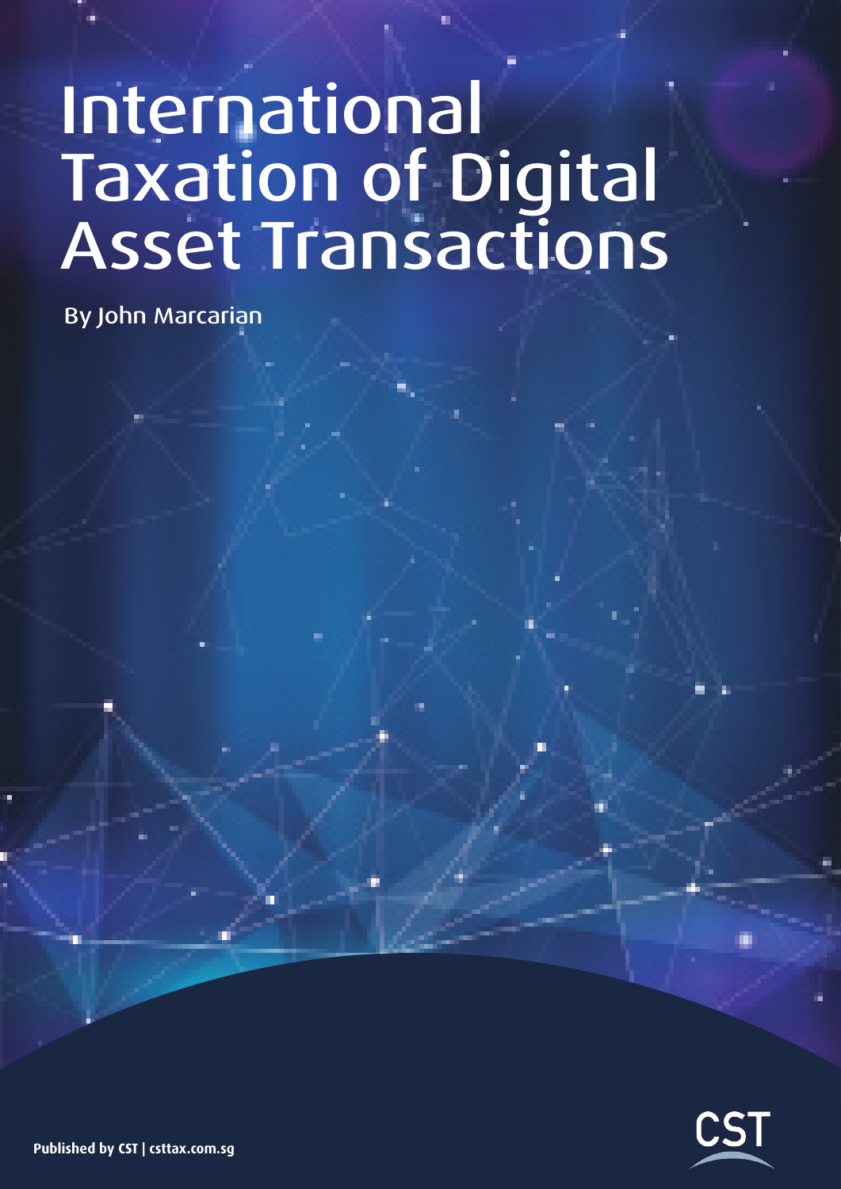# International Taxation of Digital Asset Transactions

By John Marcarian

Published by CST | csttax.com.sg

CST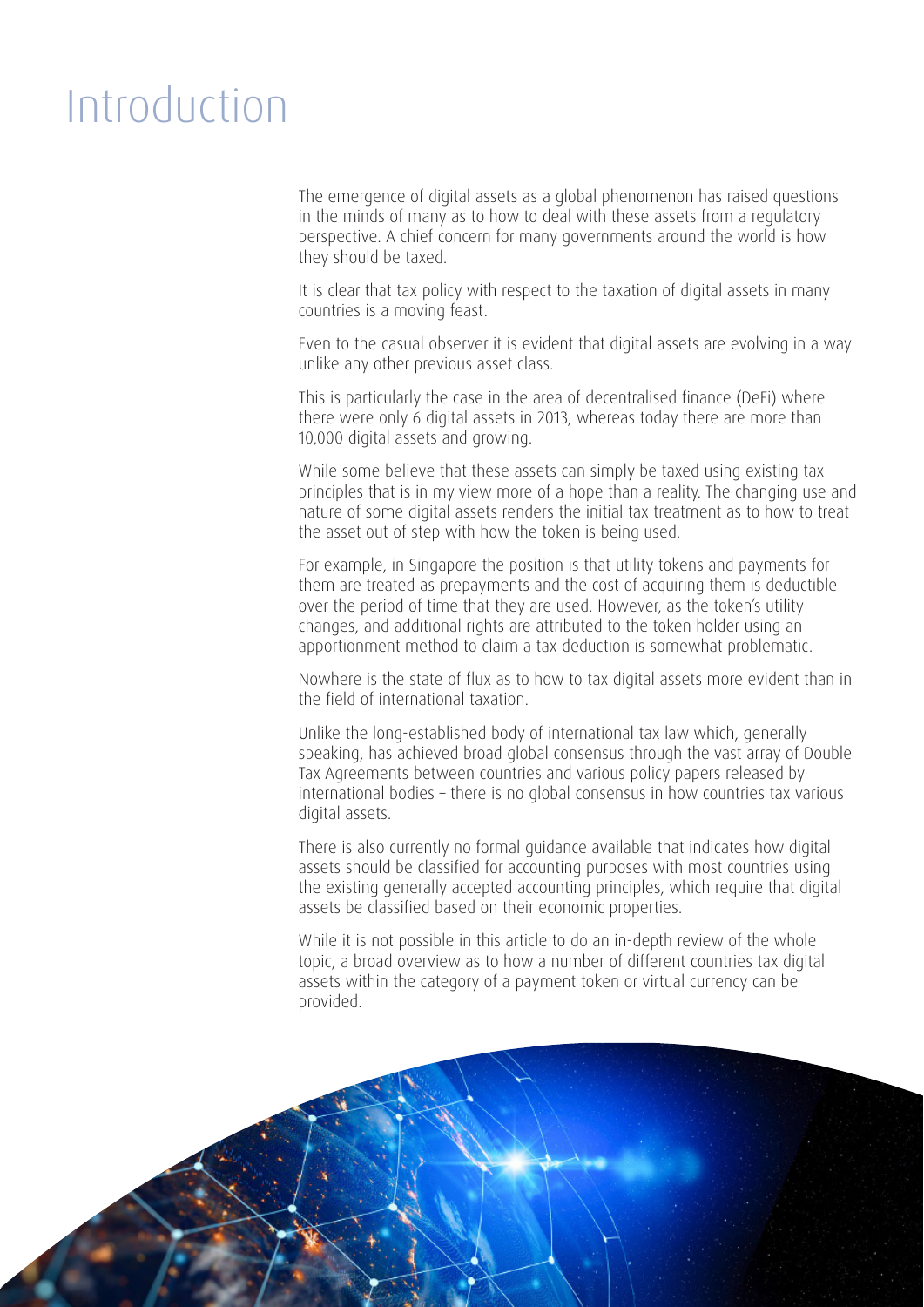# Introduction

The emergence of digital assets as a global phenomenon has raised questions in the minds of many as to how to deal with these assets from a regulatory perspective. A chief concern for many governments around the world is how they should be taxed.

It is clear that tax policy with respect to the taxation of digital assets in many countries is a moving feast.

Even to the casual observer it is evident that digital assets are evolving in a way unlike any other previous asset class.

This is particularly the case in the area of decentralised finance (DeFi) where there were only 6 digital assets in 2013, whereas today there are more than 10,000 digital assets and growing.

While some believe that these assets can simply be taxed using existing tax principles that is in my view more of a hope than a reality. The changing use and nature of some digital assets renders the initial tax treatment as to how to treat the asset out of step with how the token is being used.

For example, in Singapore the position is that utility tokens and payments for them are treated as prepayments and the cost of acquiring them is deductible over the period of time that they are used. However, as the token's utility changes, and additional rights are attributed to the token holder using an apportionment method to claim a tax deduction is somewhat problematic.

Nowhere is the state of flux as to how to tax digital assets more evident than in the field of international taxation.

Unlike the long-established body of international tax law which, generally speaking, has achieved broad global consensus through the vast array of Double Tax Agreements between countries and various policy papers released by international bodies – there is no global consensus in how countries tax various digital assets.

There is also currently no formal guidance available that indicates how digital assets should be classified for accounting purposes with most countries using the existing generally accepted accounting principles, which require that digital assets be classified based on their economic properties.

While it is not possible in this article to do an in-depth review of the whole topic, a broad overview as to how a number of different countries tax digital assets within the category of a payment token or virtual currency can be provided.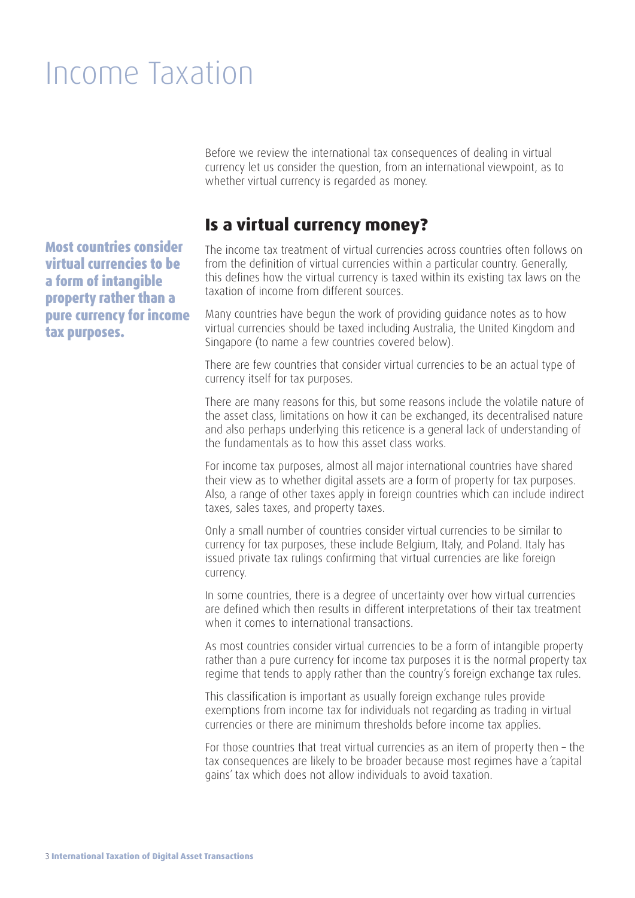# Income Taxation

Before we review the international tax consequences of dealing in virtual currency let us consider the question, from an international viewpoint, as to whether virtual currency is regarded as money.

## Is a virtual currency money?

**Most countries consider virtual currencies to be a form of intangible property rather than a pure currency for income tax purposes.**

The income tax treatment of virtual currencies across countries often follows on from the definition of virtual currencies within a particular country. Generally, this defines how the virtual currency is taxed within its existing tax laws on the taxation of income from different sources.

Many countries have begun the work of providing guidance notes as to how virtual currencies should be taxed including Australia, the United Kingdom and Singapore (to name a few countries covered below).

There are few countries that consider virtual currencies to be an actual type of currency itself for tax purposes.

There are many reasons for this, but some reasons include the volatile nature of the asset class, limitations on how it can be exchanged, its decentralised nature and also perhaps underlying this reticence is a general lack of understanding of the fundamentals as to how this asset class works.

For income tax purposes, almost all major international countries have shared their view as to whether digital assets are a form of property for tax purposes. Also, a range of other taxes apply in foreign countries which can include indirect taxes, sales taxes, and property taxes.

Only a small number of countries consider virtual currencies to be similar to currency for tax purposes, these include Belgium, Italy, and Poland. Italy has issued private tax rulings confirming that virtual currencies are like foreign currency.

In some countries, there is a degree of uncertainty over how virtual currencies are defined which then results in different interpretations of their tax treatment when it comes to international transactions.

As most countries consider virtual currencies to be a form of intangible property rather than a pure currency for income tax purposes it is the normal property tax regime that tends to apply rather than the country's foreign exchange tax rules.

This classification is important as usually foreign exchange rules provide exemptions from income tax for individuals not regarding as trading in virtual currencies or there are minimum thresholds before income tax applies.

For those countries that treat virtual currencies as an item of property then – the tax consequences are likely to be broader because most regimes have a 'capital gains' tax which does not allow individuals to avoid taxation.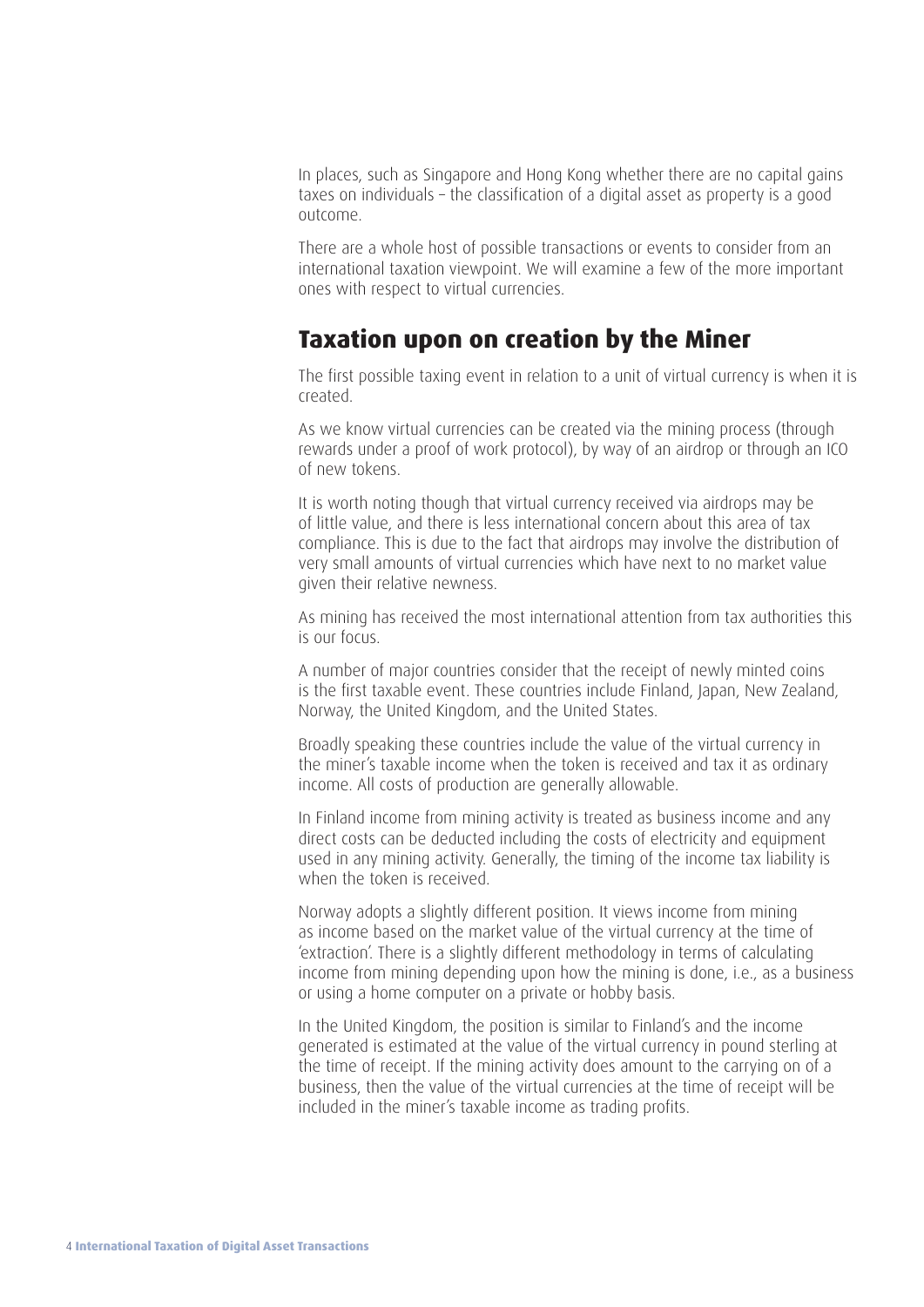In places, such as Singapore and Hong Kong whether there are no capital gains taxes on individuals – the classification of a digital asset as property is a good outcome.

There are a whole host of possible transactions or events to consider from an international taxation viewpoint. We will examine a few of the more important ones with respect to virtual currencies.

## Taxation upon on creation by the Miner

The first possible taxing event in relation to a unit of virtual currency is when it is created.

As we know virtual currencies can be created via the mining process (through rewards under a proof of work protocol), by way of an airdrop or through an ICO of new tokens.

It is worth noting though that virtual currency received via airdrops may be of little value, and there is less international concern about this area of tax compliance. This is due to the fact that airdrops may involve the distribution of very small amounts of virtual currencies which have next to no market value given their relative newness.

As mining has received the most international attention from tax authorities this is our focus.

A number of major countries consider that the receipt of newly minted coins is the first taxable event. These countries include Finland, Japan, New Zealand, Norway, the United Kingdom, and the United States.

Broadly speaking these countries include the value of the virtual currency in the miner's taxable income when the token is received and tax it as ordinary income. All costs of production are generally allowable.

In Finland income from mining activity is treated as business income and any direct costs can be deducted including the costs of electricity and equipment used in any mining activity. Generally, the timing of the income tax liability is when the token is received.

Norway adopts a slightly different position. It views income from mining as income based on the market value of the virtual currency at the time of 'extraction'. There is a slightly different methodology in terms of calculating income from mining depending upon how the mining is done, i.e., as a business or using a home computer on a private or hobby basis.

In the United Kingdom, the position is similar to Finland's and the income generated is estimated at the value of the virtual currency in pound sterling at the time of receipt. If the mining activity does amount to the carrying on of a business, then the value of the virtual currencies at the time of receipt will be included in the miner's taxable income as trading profits.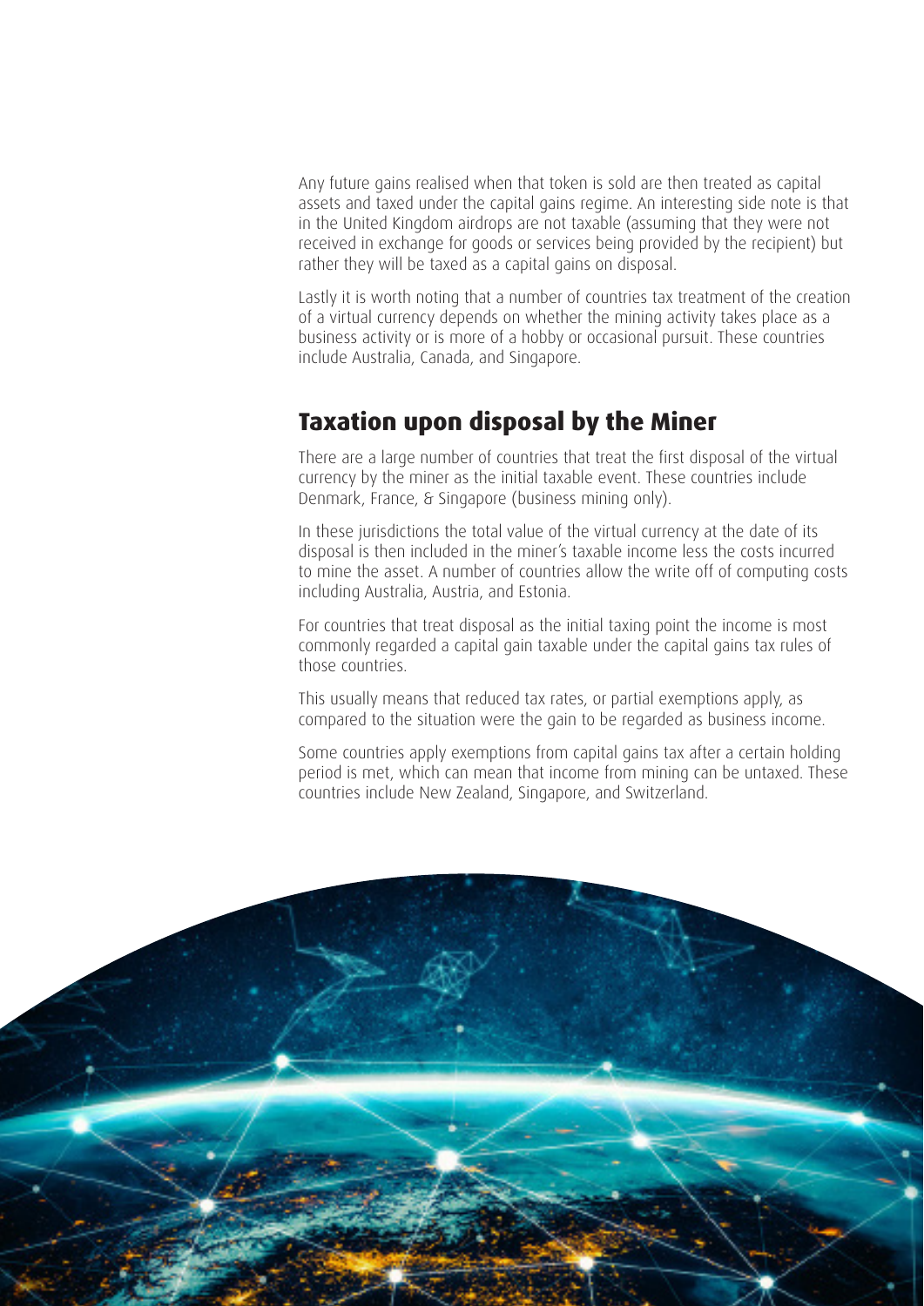Any future gains realised when that token is sold are then treated as capital assets and taxed under the capital gains regime. An interesting side note is that in the United Kingdom airdrops are not taxable (assuming that they were not received in exchange for goods or services being provided by the recipient) but rather they will be taxed as a capital gains on disposal.

Lastly it is worth noting that a number of countries tax treatment of the creation of a virtual currency depends on whether the mining activity takes place as a business activity or is more of a hobby or occasional pursuit. These countries include Australia, Canada, and Singapore.

## Taxation upon disposal by the Miner

There are a large number of countries that treat the first disposal of the virtual currency by the miner as the initial taxable event. These countries include Denmark, France, & Singapore (business mining only).

In these jurisdictions the total value of the virtual currency at the date of its disposal is then included in the miner's taxable income less the costs incurred to mine the asset. A number of countries allow the write off of computing costs including Australia, Austria, and Estonia.

For countries that treat disposal as the initial taxing point the income is most commonly regarded a capital gain taxable under the capital gains tax rules of those countries.

This usually means that reduced tax rates, or partial exemptions apply, as compared to the situation were the gain to be regarded as business income.

Some countries apply exemptions from capital gains tax after a certain holding period is met, which can mean that income from mining can be untaxed. These countries include New Zealand, Singapore, and Switzerland.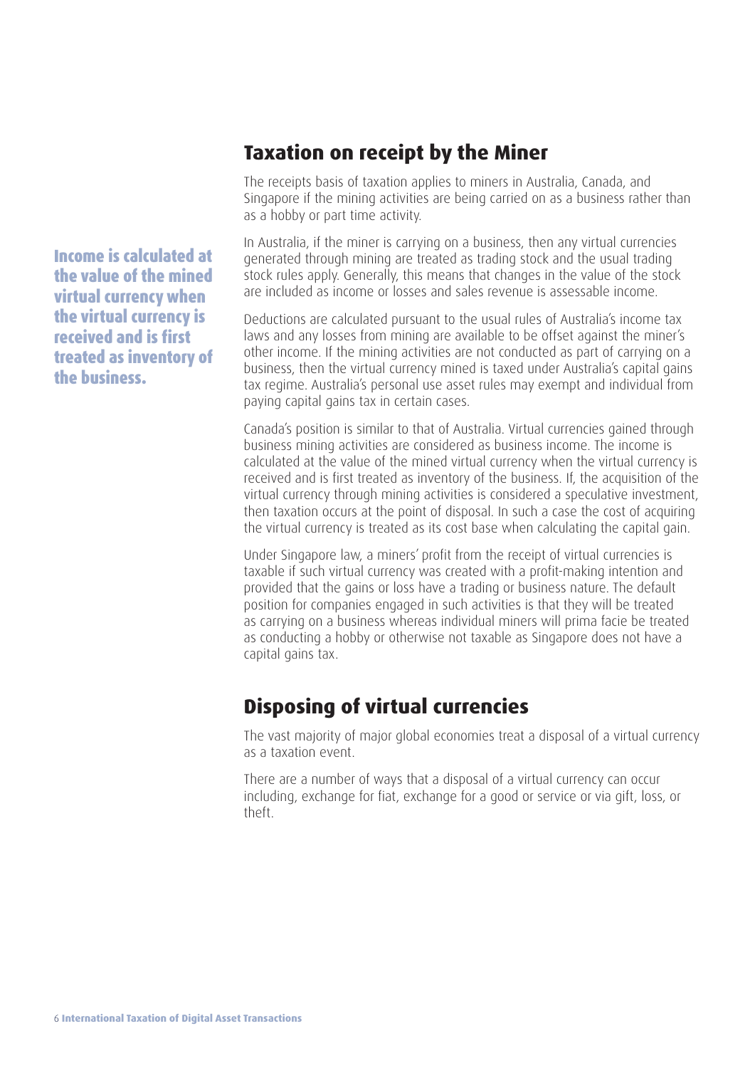## Taxation on receipt by the Miner

The receipts basis of taxation applies to miners in Australia, Canada, and Singapore if the mining activities are being carried on as a business rather than as a hobby or part time activity.

**Income is calculated at the value of the mined virtual currency when the virtual currency is received and is first treated as inventory of the business.**

In Australia, if the miner is carrying on a business, then any virtual currencies generated through mining are treated as trading stock and the usual trading stock rules apply. Generally, this means that changes in the value of the stock are included as income or losses and sales revenue is assessable income.

Deductions are calculated pursuant to the usual rules of Australia's income tax laws and any losses from mining are available to be offset against the miner's other income. If the mining activities are not conducted as part of carrying on a business, then the virtual currency mined is taxed under Australia's capital gains tax regime. Australia's personal use asset rules may exempt and individual from paying capital gains tax in certain cases.

Canada's position is similar to that of Australia. Virtual currencies gained through business mining activities are considered as business income. The income is calculated at the value of the mined virtual currency when the virtual currency is received and is first treated as inventory of the business. If, the acquisition of the virtual currency through mining activities is considered a speculative investment, then taxation occurs at the point of disposal. In such a case the cost of acquiring the virtual currency is treated as its cost base when calculating the capital gain.

Under Singapore law, a miners' profit from the receipt of virtual currencies is taxable if such virtual currency was created with a profit-making intention and provided that the gains or loss have a trading or business nature. The default position for companies engaged in such activities is that they will be treated as carrying on a business whereas individual miners will prima facie be treated as conducting a hobby or otherwise not taxable as Singapore does not have a capital gains tax.

## Disposing of virtual currencies

The vast majority of major global economies treat a disposal of a virtual currency as a taxation event.

There are a number of ways that a disposal of a virtual currency can occur including, exchange for fiat, exchange for a good or service or via gift, loss, or theft.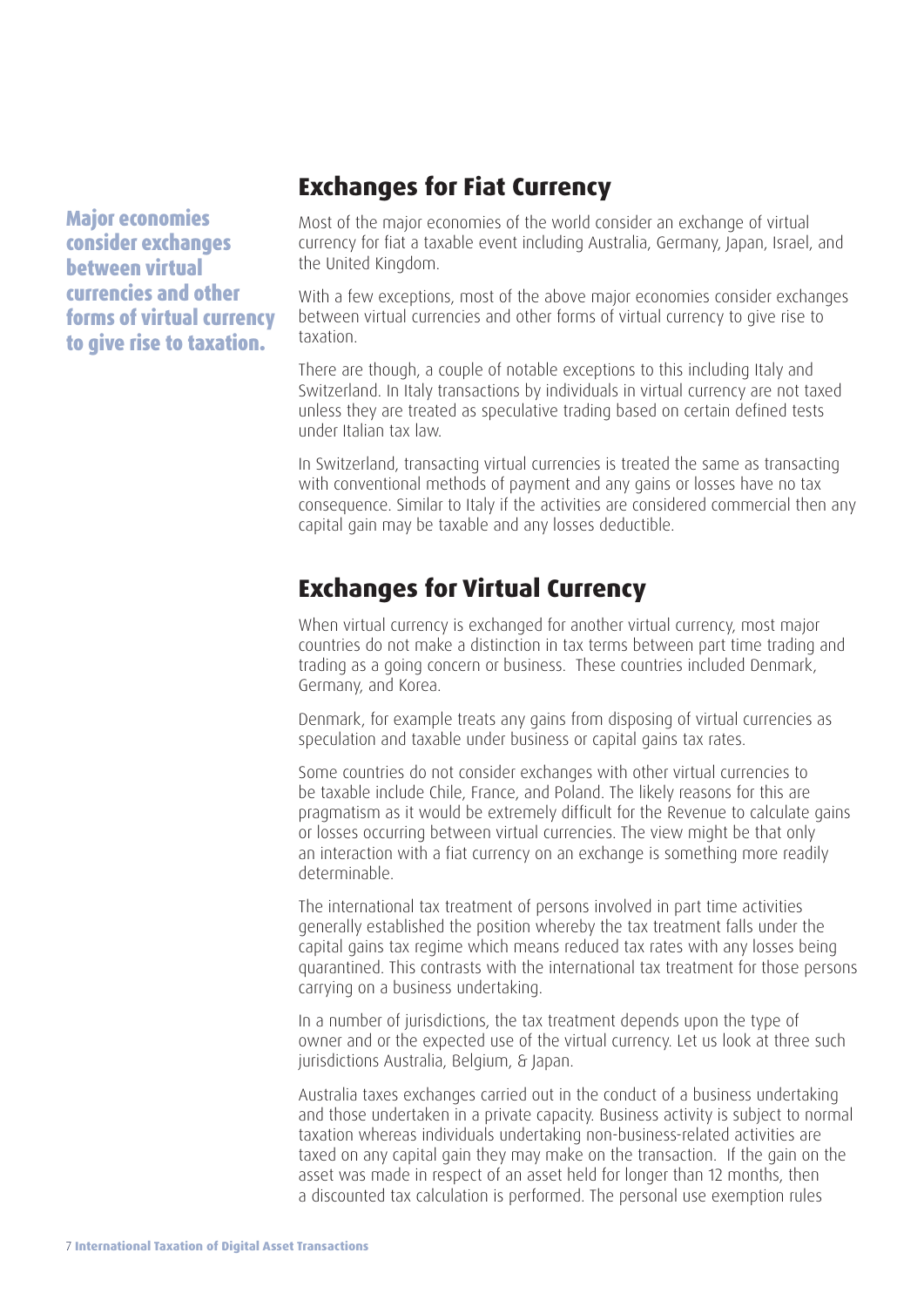**Major economies consider exchanges between virtual currencies and other forms of virtual currency to give rise to taxation.**

## Exchanges for Fiat Currency

Most of the major economies of the world consider an exchange of virtual currency for fiat a taxable event including Australia, Germany, Japan, Israel, and the United Kingdom.

With a few exceptions, most of the above major economies consider exchanges between virtual currencies and other forms of virtual currency to give rise to taxation.

There are though, a couple of notable exceptions to this including Italy and Switzerland. In Italy transactions by individuals in virtual currency are not taxed unless they are treated as speculative trading based on certain defined tests under Italian tax law.

In Switzerland, transacting virtual currencies is treated the same as transacting with conventional methods of payment and any gains or losses have no tax consequence. Similar to Italy if the activities are considered commercial then any capital gain may be taxable and any losses deductible.

## Exchanges for Virtual Currency

When virtual currency is exchanged for another virtual currency, most major countries do not make a distinction in tax terms between part time trading and trading as a going concern or business. These countries included Denmark, Germany, and Korea.

Denmark, for example treats any gains from disposing of virtual currencies as speculation and taxable under business or capital gains tax rates.

Some countries do not consider exchanges with other virtual currencies to be taxable include Chile, France, and Poland. The likely reasons for this are pragmatism as it would be extremely difficult for the Revenue to calculate gains or losses occurring between virtual currencies. The view might be that only an interaction with a fiat currency on an exchange is something more readily determinable.

The international tax treatment of persons involved in part time activities generally established the position whereby the tax treatment falls under the capital gains tax regime which means reduced tax rates with any losses being quarantined. This contrasts with the international tax treatment for those persons carrying on a business undertaking.

In a number of jurisdictions, the tax treatment depends upon the type of owner and or the expected use of the virtual currency. Let us look at three such jurisdictions Australia, Belgium, & Japan.

Australia taxes exchanges carried out in the conduct of a business undertaking and those undertaken in a private capacity. Business activity is subject to normal taxation whereas individuals undertaking non-business-related activities are taxed on any capital gain they may make on the transaction. If the gain on the asset was made in respect of an asset held for longer than 12 months, then a discounted tax calculation is performed. The personal use exemption rules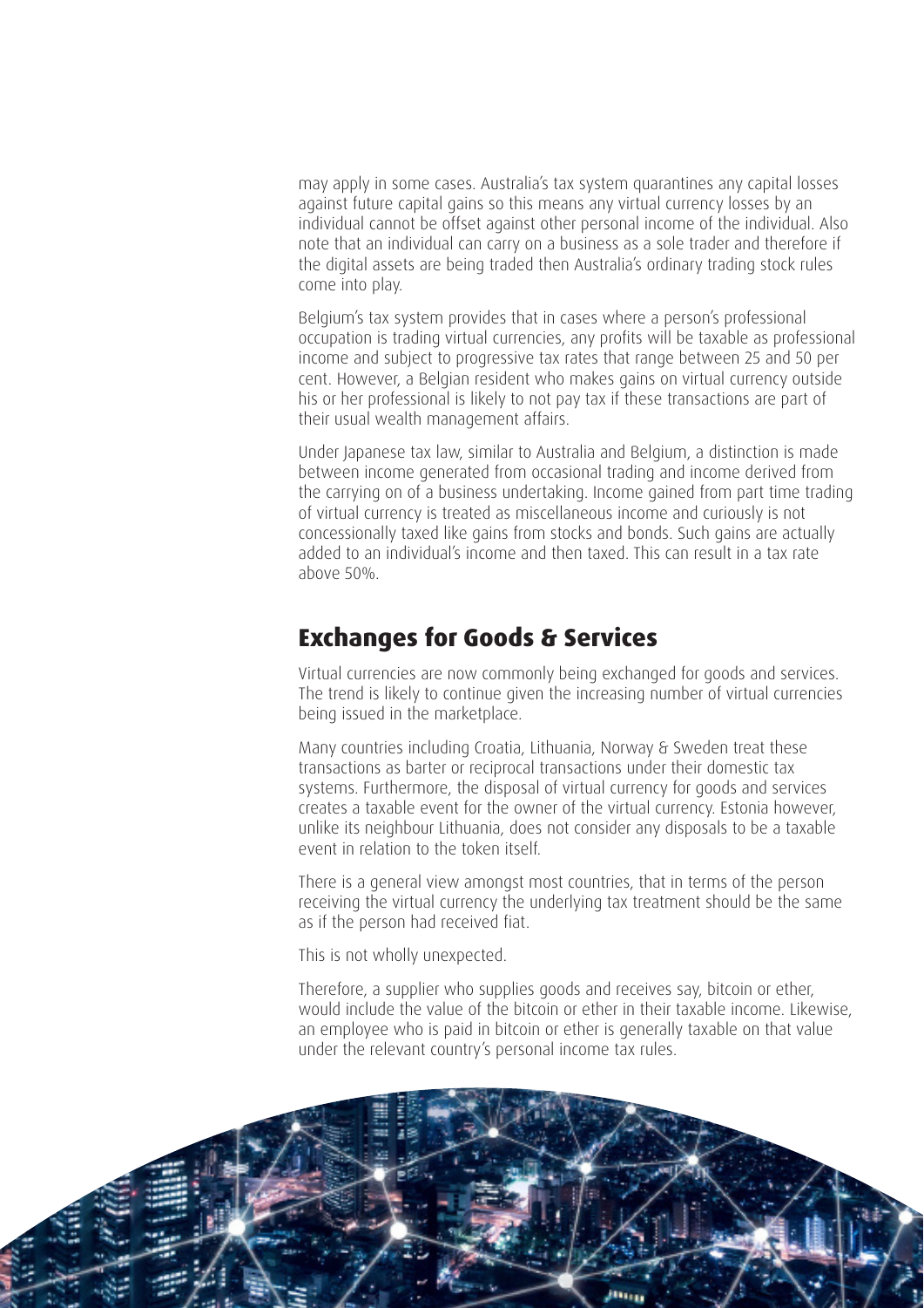may apply in some cases. Australia's tax system quarantines any capital losses against future capital gains so this means any virtual currency losses by an individual cannot be offset against other personal income of the individual. Also note that an individual can carry on a business as a sole trader and therefore if the digital assets are being traded then Australia's ordinary trading stock rules come into play.

Belgium's tax system provides that in cases where a person's professional occupation is trading virtual currencies, any profits will be taxable as professional income and subject to progressive tax rates that range between 25 and 50 per cent. However, a Belgian resident who makes gains on virtual currency outside his or her professional is likely to not pay tax if these transactions are part of their usual wealth management affairs.

Under Japanese tax law, similar to Australia and Belgium, a distinction is made between income generated from occasional trading and income derived from the carrying on of a business undertaking. Income gained from part time trading of virtual currency is treated as miscellaneous income and curiously is not concessionally taxed like gains from stocks and bonds. Such gains are actually added to an individual's income and then taxed. This can result in a tax rate above 50%.

## Exchanges for Goods & Services

Virtual currencies are now commonly being exchanged for goods and services. The trend is likely to continue given the increasing number of virtual currencies being issued in the marketplace.

Many countries including Croatia, Lithuania, Norway & Sweden treat these transactions as barter or reciprocal transactions under their domestic tax systems. Furthermore, the disposal of virtual currency for goods and services creates a taxable event for the owner of the virtual currency. Estonia however, unlike its neighbour Lithuania, does not consider any disposals to be a taxable event in relation to the token itself.

There is a general view amongst most countries, that in terms of the person receiving the virtual currency the underlying tax treatment should be the same as if the person had received fiat.

This is not wholly unexpected.

Therefore, a supplier who supplies goods and receives say, bitcoin or ether, would include the value of the bitcoin or ether in their taxable income. Likewise, an employee who is paid in bitcoin or ether is generally taxable on that value under the relevant country's personal income tax rules.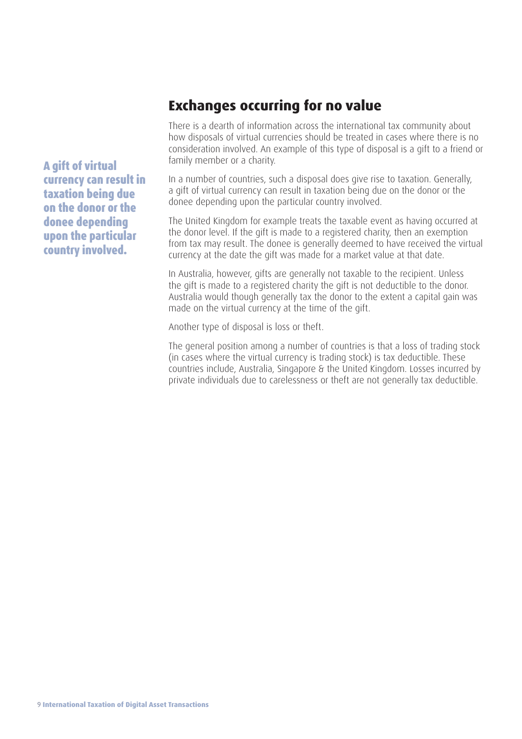## Exchanges occurring for no value

**A gift of virtual currency can result in taxation being due on the donor or the donee depending upon the particular country involved.**

There is a dearth of information across the international tax community about how disposals of virtual currencies should be treated in cases where there is no consideration involved. An example of this type of disposal is a gift to a friend or family member or a charity.

In a number of countries, such a disposal does give rise to taxation. Generally, a gift of virtual currency can result in taxation being due on the donor or the donee depending upon the particular country involved.

The United Kingdom for example treats the taxable event as having occurred at the donor level. If the gift is made to a registered charity, then an exemption from tax may result. The donee is generally deemed to have received the virtual currency at the date the gift was made for a market value at that date.

In Australia, however, gifts are generally not taxable to the recipient. Unless the gift is made to a registered charity the gift is not deductible to the donor. Australia would though generally tax the donor to the extent a capital gain was made on the virtual currency at the time of the gift.

Another type of disposal is loss or theft.

The general position among a number of countries is that a loss of trading stock (in cases where the virtual currency is trading stock) is tax deductible. These countries include, Australia, Singapore & the United Kingdom. Losses incurred by private individuals due to carelessness or theft are not generally tax deductible.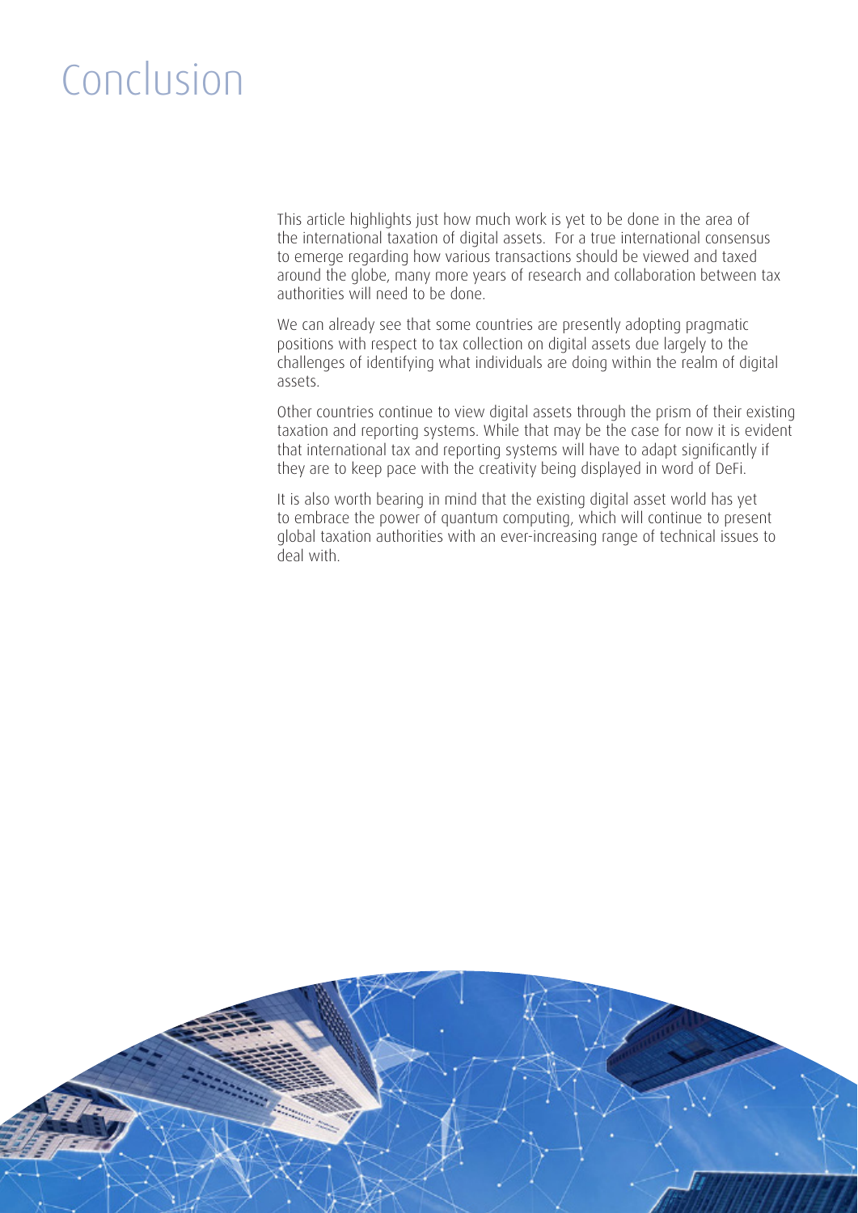# Conclusion

This article highlights just how much work is yet to be done in the area of the international taxation of digital assets. For a true international consensus to emerge regarding how various transactions should be viewed and taxed around the globe, many more years of research and collaboration between tax authorities will need to be done.

We can already see that some countries are presently adopting pragmatic positions with respect to tax collection on digital assets due largely to the challenges of identifying what individuals are doing within the realm of digital assets.

Other countries continue to view digital assets through the prism of their existing taxation and reporting systems. While that may be the case for now it is evident that international tax and reporting systems will have to adapt significantly if they are to keep pace with the creativity being displayed in word of DeFi.

It is also worth bearing in mind that the existing digital asset world has yet to embrace the power of quantum computing, which will continue to present global taxation authorities with an ever-increasing range of technical issues to deal with.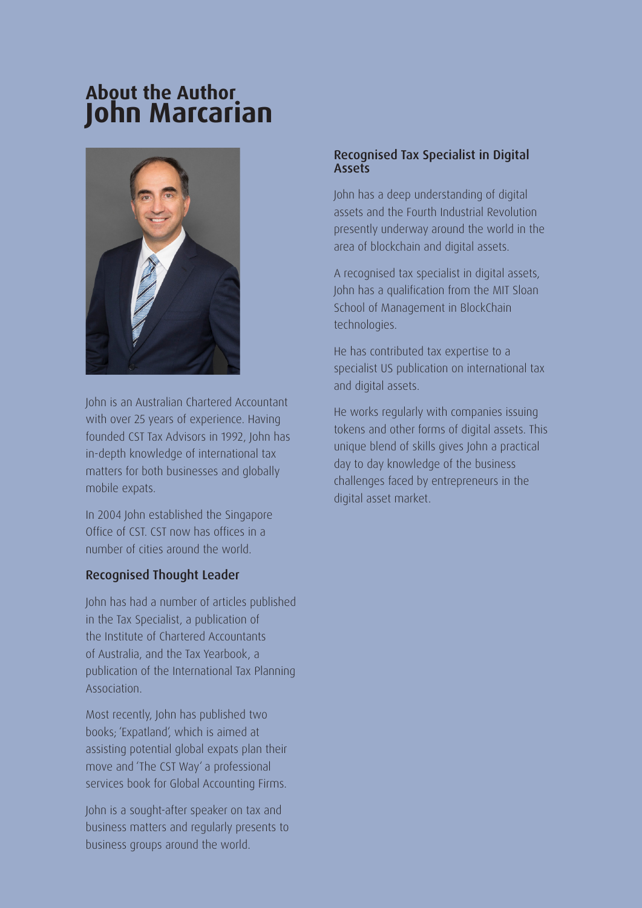# About the Author
# John Marcarian

John is an Australian Chartered Accountant with over 25 years of experience. Having founded CST Tax Advisors in 1992, John has in-depth knowledge of international tax matters for both businesses and globally mobile expats.

In 2004 John established the Singapore Office of CST. CST now has offices in a number of cities around the world.

### Recognised Thought Leader

John has had a number of articles published in the Tax Specialist, a publication of the Institute of Chartered Accountants of Australia, and the Tax Yearbook, a publication of the International Tax Planning Association.

Most recently, John has published two books; 'Expatland', which is aimed at assisting potential global expats plan their move and 'The CST Way' a professional services book for Global Accounting Firms.

John is a sought-after speaker on tax and business matters and regularly presents to business groups around the world.

### Recognised Tax Specialist in Digital Assets

John has a deep understanding of digital assets and the Fourth Industrial Revolution presently underway around the world in the area of blockchain and digital assets.

A recognised tax specialist in digital assets, John has a qualification from the MIT Sloan School of Management in BlockChain technologies.

He has contributed tax expertise to a specialist US publication on international tax and digital assets.

He works regularly with companies issuing tokens and other forms of digital assets. This unique blend of skills gives John a practical day to day knowledge of the business challenges faced by entrepreneurs in the digital asset market.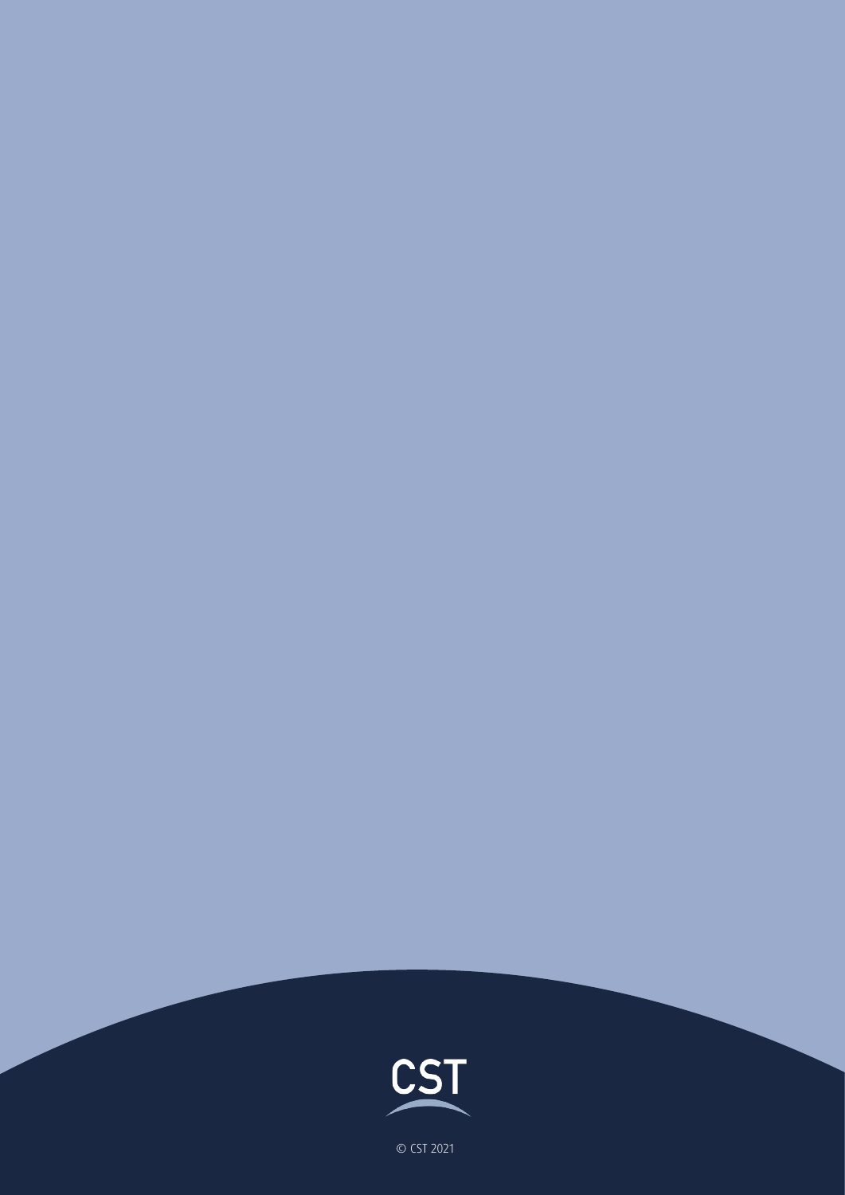CST

© CST 2021